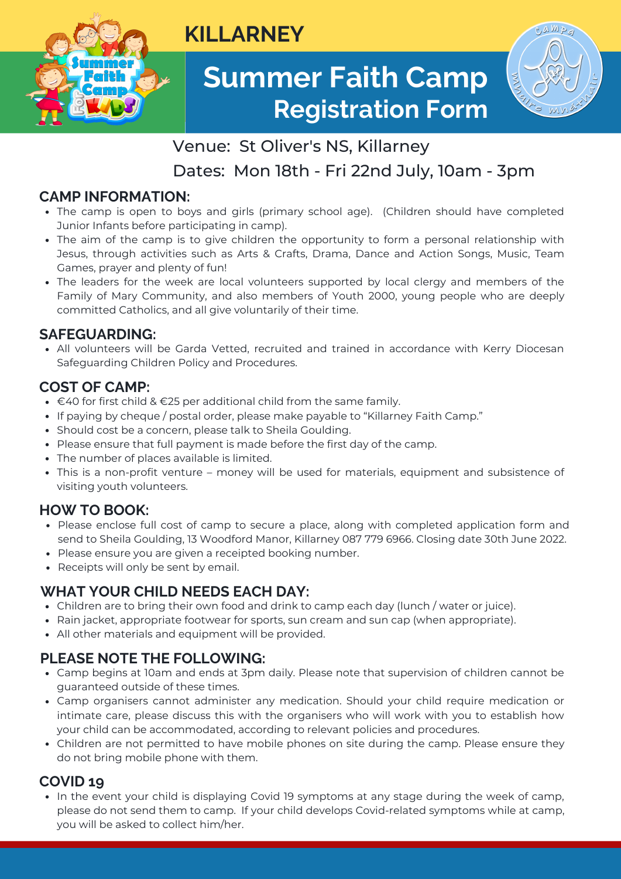# KILLARNEY

# Summer Faith Camp Registration Form

Venue: St Oliver's NS, Killarney

Dates: Mon 18th - Fri 22nd July, 10am - 3pm

## CAMP INFORMATION:

- The camp is open to boys and girls (primary school age). (Children should have completed Junior Infants before participating in camp).
- The aim of the camp is to give children the opportunity to form a personal relationship with Jesus, through activities such as Arts & Crafts, Drama, Dance and Action Songs, Music, Team Games, prayer and plenty of fun!
- The leaders for the week are local volunteers supported by local clergy and members of the Family of Mary Community, and also members of Youth 2000, young people who are deeply committed Catholics, and all give voluntarily of their time.

## SAFEGUARDING:

- All volunteers will be Garda Vetted, recruited and trained in accordance with Kerry Diocesan Safeguarding Children Policy and Procedures.

## COST OF CAMP:

- €40 for first child & €25 per additional child from the same family.
- If paying by cheque / postal order, please make payable to "Killarney Faith Camp."
- Should cost be a concern, please talk to Sheila Goulding.
- Please ensure that full payment is made before the first day of the camp.
- The number of places available is limited.
- This is a non-profit venture – money will be used for materials, equipment and subsistence of visiting youth volunteers.

## HOW TO BOOK:

- Please enclose full cost of camp to secure a place, along with completed application form and send to Sheila Goulding, 13 Woodford Manor, Killarney 087 779 6966. Closing date 30th June 2022.
- Please ensure you are given a receipted booking number.
- Receipts will only be sent by email.

## WHAT YOUR CHILD NEEDS EACH DAY:

- Children are to bring their own food and drink to camp each day (lunch / water or juice).
- Rain jacket, appropriate footwear for sports, sun cream and sun cap (when appropriate).
- All other materials and equipment will be provided.

## PLEASE NOTE THE FOLLOWING:

- Camp begins at 10am and ends at 3pm daily. Please note that supervision of children cannot be guaranteed outside of these times.
- Camp organisers cannot administer any medication. Should your child require medication or intimate care, please discuss this with the organisers who will work with you to establish how your child can be accommodated, according to relevant policies and procedures.
- Children are not permitted to have mobile phones on site during the camp. Please ensure they do not bring mobile phone with them.

## COVID 19

- In the event your child is displaying Covid 19 symptoms at any stage during the week of camp, please do not send them to camp. If your child develops Covid-related symptoms while at camp, you will be asked to collect him/her.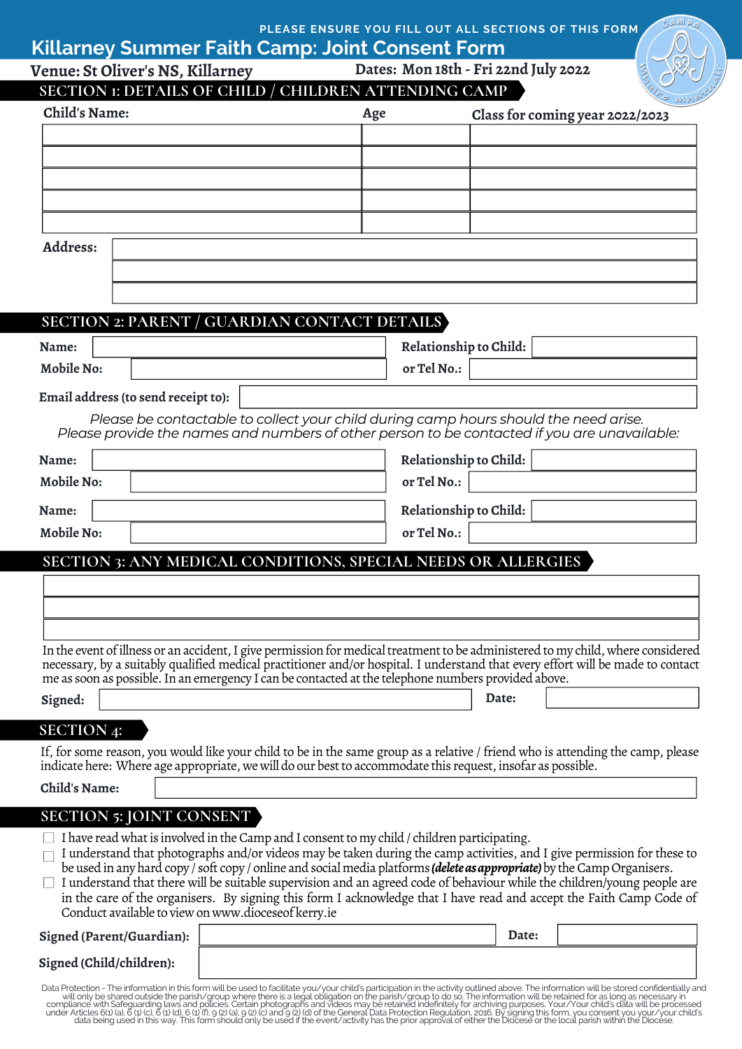PLEASE ENSURE YOU FILL OUT ALL SECTIONS OF THIS FORM

# Killarney Summer Faith Camp: Joint Consent Form

**Venue: St Oliver's NS, Killarney** **Dates: Mon 18th - Fri 22nd July 2022**

## SECTION 1: DETAILS OF CHILD / CHILDREN ATTENDING CAMP

| Child's Name: | Age | Class for coming year 2022/2023 |
|---|---|---|
| | | |
| | | |
| | | |
| | | |
| | | |

**Address:**

## SECTION 2: PARENT / GUARDIAN CONTACT DETAILS

**Name:** **Relationship to Child:**

**Mobile No:** **or Tel No.:**

**Email address (to send receipt to):**

*Please be contactable to collect your child during camp hours should the need arise.*
*Please provide the names and numbers of other person to be contacted if you are unavailable:*

**Name:** **Relationship to Child:**

**Mobile No:** **or Tel No.:**

**Name:** **Relationship to Child:**

**Mobile No:** **or Tel No.:**

## SECTION 3: ANY MEDICAL CONDITIONS, SPECIAL NEEDS OR ALLERGIES

In the event of illness or an accident, I give permission for medical treatment to be administered to my child, where considered necessary, by a suitably qualified medical practitioner and/or hospital. I understand that every effort will be made to contact me as soon as possible. In an emergency I can be contacted at the telephone numbers provided above.

**Signed:** **Date:**

## SECTION 4:

If, for some reason, you would like your child to be in the same group as a relative / friend who is attending the camp, please indicate here: Where age appropriate, we will do our best to accommodate this request, insofar as possible.

**Child's Name:**

## SECTION 5: JOINT CONSENT

- ☐ I have read what is involved in the Camp and I consent to my child / children participating.
- ☐ I understand that photographs and/or videos may be taken during the camp activities, and I give permission for these to be used in any hard copy / soft copy / online and social media platforms ***(delete as appropriate)*** by the Camp Organisers.
- ☐ I understand that there will be suitable supervision and an agreed code of behaviour while the children/young people are in the care of the organisers. By signing this form I acknowledge that I have read and accept the Faith Camp Code of Conduct available to view on www.dioceseofkerry.ie

**Signed (Parent/Guardian):** **Date:**

**Signed (Child/children):**

Data Protection - The information in this form will be used to facilitate you/your child's participation in the activity outlined above. The information will be stored confidentially and will only be shared outside the parish/group where there is a legal obligation on the parish/group to do so. The information will be retained for as long as necessary in compliance with Safeguarding laws and policies. Certain photographs and videos may be retained indefinitely for archiving purposes. Your/Your child's data will be processed under Articles 6(1) (a), 6 (1) (c), 6 (1) (d), 6 (1) (f), 9 (2) (a), 9 (2) (c) and 9 (2) (d) of the General Data Protection Regulation, 2016. By signing this form, you consent you your/your child's data being used in this way. This form should only be used if the event/activity has the prior approval of either the Diocese or the local parish within the Diocese.